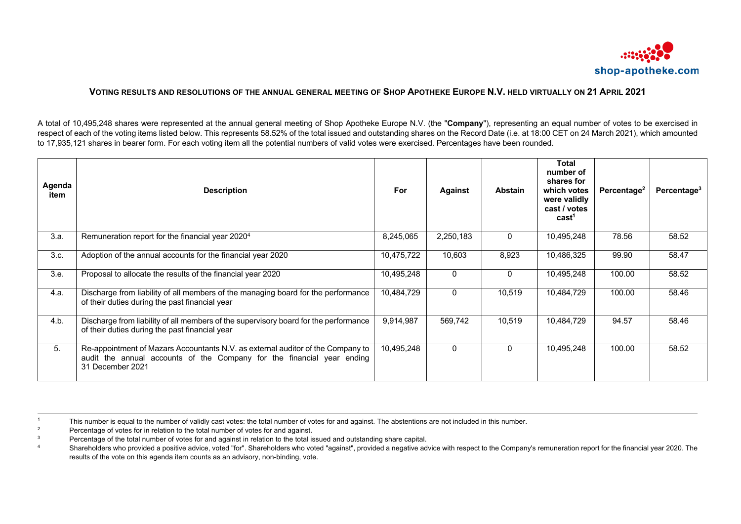# VOTING RESULTS AND RESOLUTIONS OF THE ANNUAL GENERAL MEETING OF SHOP APOTHEKE EUROPE N.V. HELD VIRTUALLY ON 21 APRIL 2021

A total of 10,495,248 shares were represented at the annual general meeting of Shop Apotheke Europe N.V. (the "**Company**"), representing an equal number of votes to be exercised in respect of each of the voting items listed below. This represents 58.52% of the total issued and outstanding shares on the Record Date (i.e. at 18:00 CET on 24 March 2021), which amounted to 17,935,121 shares in bearer form. For each voting item all the potential numbers of valid votes were exercised. Percentages have been rounded.

| Agenda item | Description | For | Against | Abstain | Total number of shares for which votes were validly cast / votes cast[1] | Percentage[2] | Percentage[3] |
|---|---|---|---|---|---|---|---|
| 3.a. | Remuneration report for the financial year 2020[4] | 8,245,065 | 2,250,183 | 0 | 10,495,248 | 78.56 | 58.52 |
| 3.c. | Adoption of the annual accounts for the financial year 2020 | 10,475,722 | 10,603 | 8,923 | 10,486,325 | 99.90 | 58.47 |
| 3.e. | Proposal to allocate the results of the financial year 2020 | 10,495,248 | 0 | 0 | 10,495,248 | 100.00 | 58.52 |
| 4.a. | Discharge from liability of all members of the managing board for the performance of their duties during the past financial year | 10,484,729 | 0 | 10,519 | 10,484,729 | 100.00 | 58.46 |
| 4.b. | Discharge from liability of all members of the supervisory board for the performance of their duties during the past financial year | 9,914,987 | 569,742 | 10,519 | 10,484,729 | 94.57 | 58.46 |
| 5. | Re-appointment of Mazars Accountants N.V. as external auditor of the Company to audit the annual accounts of the Company for the financial year ending 31 December 2021 | 10,495,248 | 0 | 0 | 10,495,248 | 100.00 | 58.52 |

[1] This number is equal to the number of validly cast votes: the total number of votes for and against. The abstentions are not included in this number.

[2] Percentage of votes for in relation to the total number of votes for and against.

[3] Percentage of the total number of votes for and against in relation to the total issued and outstanding share capital.

[4] Shareholders who provided a positive advice, voted "for". Shareholders who voted "against", provided a negative advice with respect to the Company's remuneration report for the financial year 2020. The results of the vote on this agenda item counts as an advisory, non-binding, vote.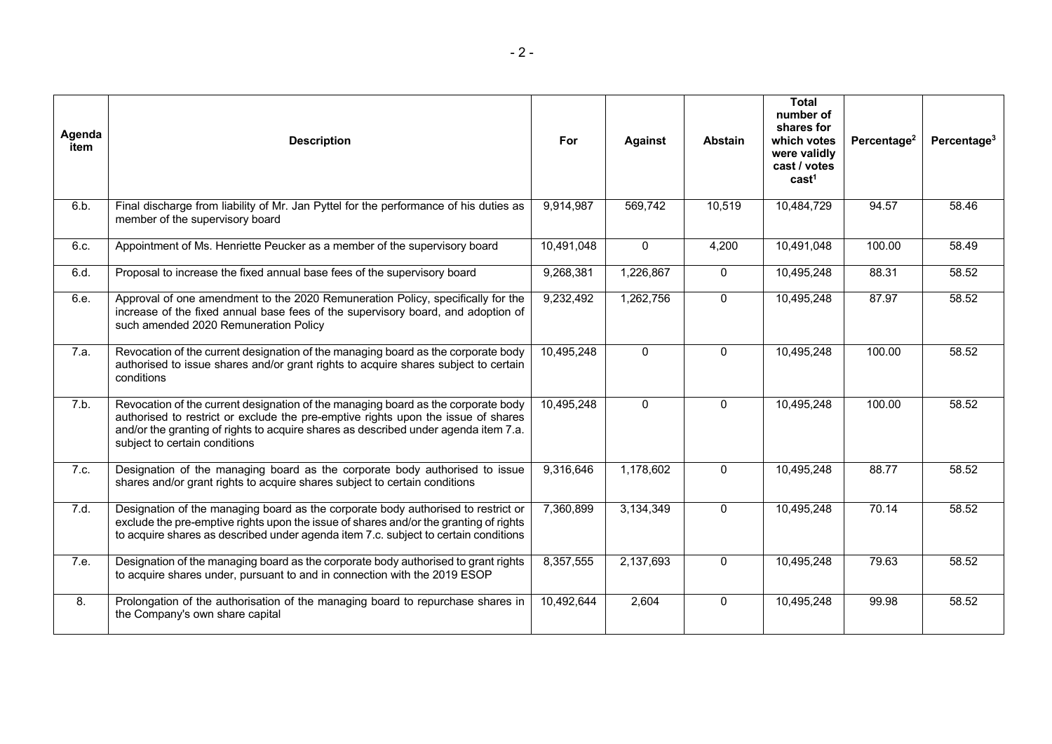| Agenda item | Description | For | Against | Abstain | Total number of shares for which votes were validly cast / votes cast[1] | Percentage[2] | Percentage[3] |
|---|---|---|---|---|---|---|---|
| 6.b. | Final discharge from liability of Mr. Jan Pyttel for the performance of his duties as member of the supervisory board | 9,914,987 | 569,742 | 10,519 | 10,484,729 | 94.57 | 58.46 |
| 6.c. | Appointment of Ms. Henriette Peucker as a member of the supervisory board | 10,491,048 | 0 | 4,200 | 10,491,048 | 100.00 | 58.49 |
| 6.d. | Proposal to increase the fixed annual base fees of the supervisory board | 9,268,381 | 1,226,867 | 0 | 10,495,248 | 88.31 | 58.52 |
| 6.e. | Approval of one amendment to the 2020 Remuneration Policy, specifically for the increase of the fixed annual base fees of the supervisory board, and adoption of such amended 2020 Remuneration Policy | 9,232,492 | 1,262,756 | 0 | 10,495,248 | 87.97 | 58.52 |
| 7.a. | Revocation of the current designation of the managing board as the corporate body authorised to issue shares and/or grant rights to acquire shares subject to certain conditions | 10,495,248 | 0 | 0 | 10,495,248 | 100.00 | 58.52 |
| 7.b. | Revocation of the current designation of the managing board as the corporate body authorised to restrict or exclude the pre-emptive rights upon the issue of shares and/or the granting of rights to acquire shares as described under agenda item 7.a. subject to certain conditions | 10,495,248 | 0 | 0 | 10,495,248 | 100.00 | 58.52 |
| 7.c. | Designation of the managing board as the corporate body authorised to issue shares and/or grant rights to acquire shares subject to certain conditions | 9,316,646 | 1,178,602 | 0 | 10,495,248 | 88.77 | 58.52 |
| 7.d. | Designation of the managing board as the corporate body authorised to restrict or exclude the pre-emptive rights upon the issue of shares and/or the granting of rights to acquire shares as described under agenda item 7.c. subject to certain conditions | 7,360,899 | 3,134,349 | 0 | 10,495,248 | 70.14 | 58.52 |
| 7.e. | Designation of the managing board as the corporate body authorised to grant rights to acquire shares under, pursuant to and in connection with the 2019 ESOP | 8,357,555 | 2,137,693 | 0 | 10,495,248 | 79.63 | 58.52 |
| 8. | Prolongation of the authorisation of the managing board to repurchase shares in the Company's own share capital | 10,492,644 | 2,604 | 0 | 10,495,248 | 99.98 | 58.52 |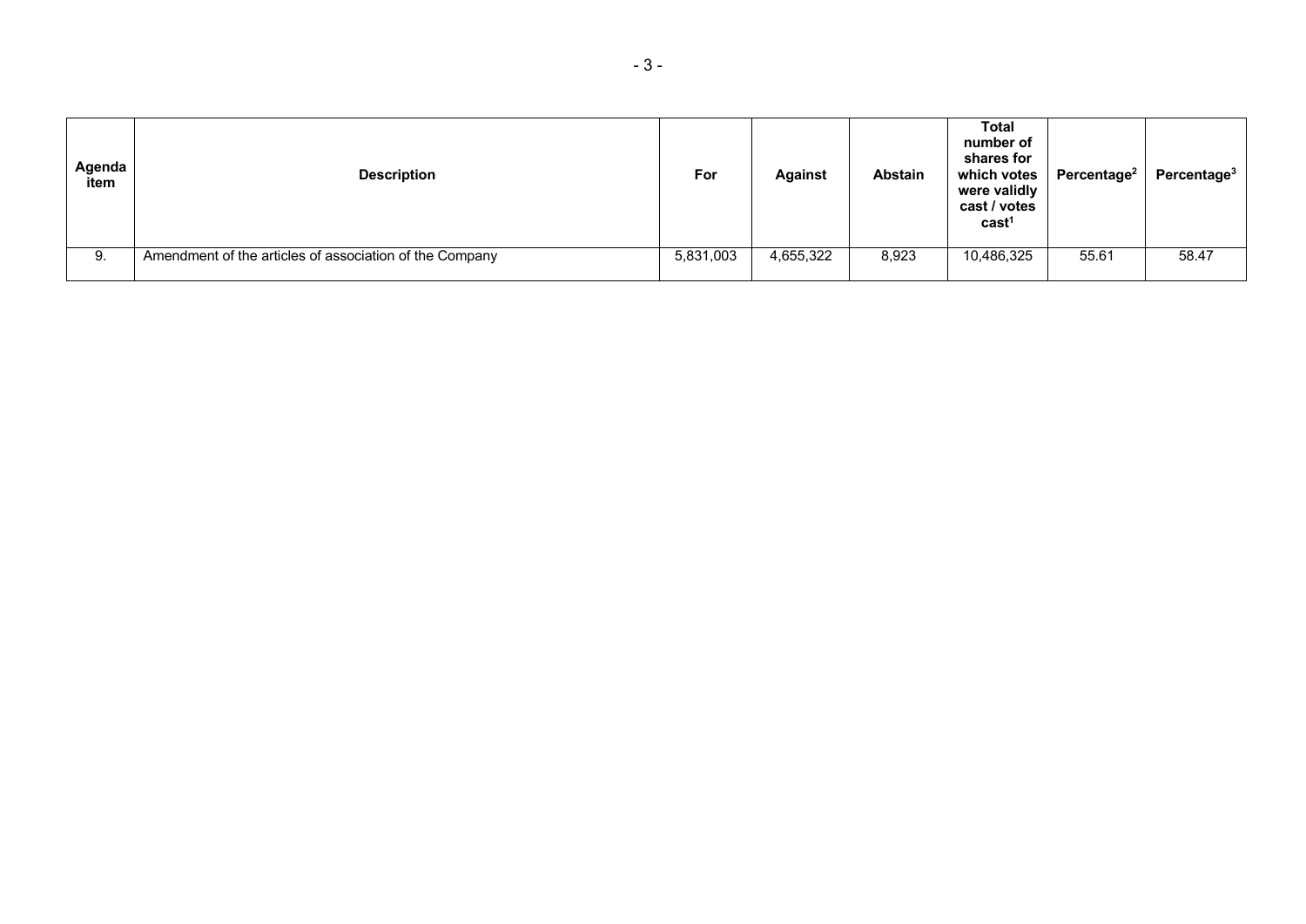| Agenda item | Description | For | Against | Abstain | Total number of shares for which votes were validly cast / votes cast[1] | Percentage[2] | Percentage[3] |
|---|---|---|---|---|---|---|---|
| 9. | Amendment of the articles of association of the Company | 5,831,003 | 4,655,322 | 8,923 | 10,486,325 | 55.61 | 58.47 |